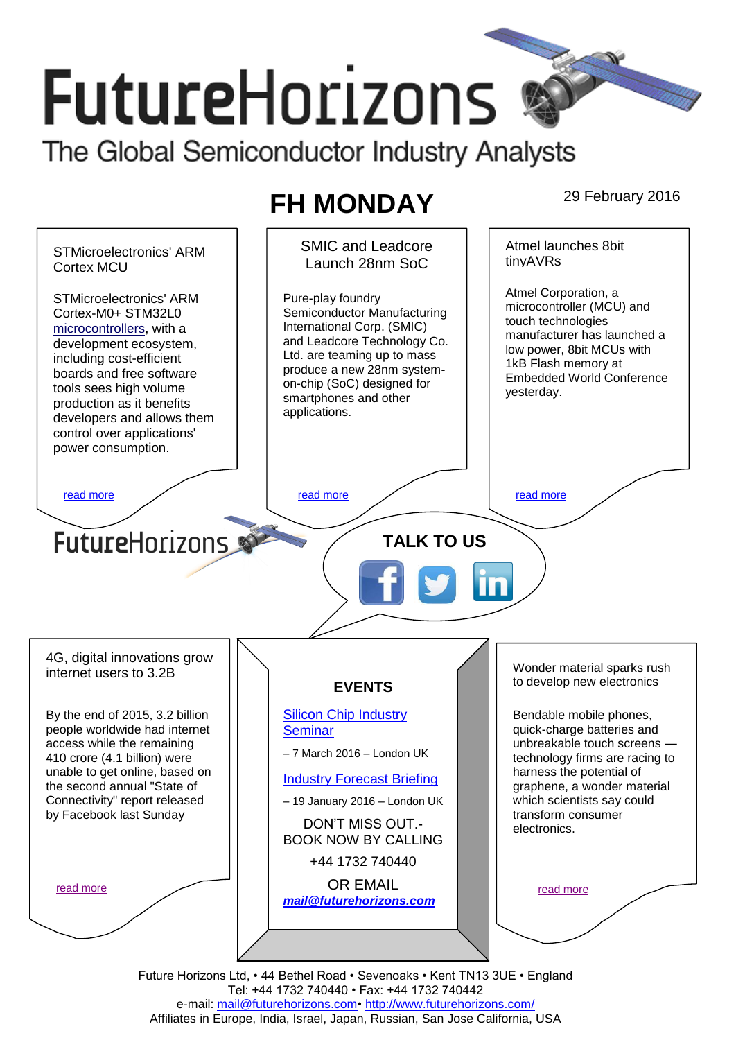# FutureHorizons

The Global Semiconductor Industry Analysts

## FH MONDAY

29 February 2016

### STMicroelectronics' ARM Cortex MCU

STMicroelectronics' ARM Cortex-M0+ STM32L0 microcontrollers, with a development ecosystem, including cost-efficient boards and free software tools sees high volume production as it benefits developers and allows them control over applications' power consumption.

read more

### SMIC and Leadcore Launch 28nm SoC

Pure-play foundry Semiconductor Manufacturing International Corp. (SMIC) and Leadcore Technology Co. Ltd. are teaming up to mass produce a new 28nm system-on-chip (SoC) designed for smartphones and other applications.

read more

### Atmel launches 8bit tinyAVRs

Atmel Corporation, a microcontroller (MCU) and touch technologies manufacturer has launched a low power, 8bit MCUs with 1kB Flash memory at Embedded World Conference yesterday.

read more

FutureHorizons

**TALK TO US**

### 4G, digital innovations grow internet users to 3.2B

By the end of 2015, 3.2 billion people worldwide had internet access while the remaining 410 crore (4.1 billion) were unable to get online, based on the second annual "State of Connectivity" report released by Facebook last Sunday

read more

### EVENTS

Silicon Chip Industry Seminar

– 7 March 2016 – London UK

Industry Forecast Briefing

– 19 January 2016 – London UK

DON'T MISS OUT.- BOOK NOW BY CALLING

+44 1732 740440

OR EMAIL

***mail@futurehorizons.com***

### Wonder material sparks rush to develop new electronics

Bendable mobile phones, quick-charge batteries and unbreakable touch screens — technology firms are racing to harness the potential of graphene, a wonder material which scientists say could transform consumer electronics.

read more

Future Horizons Ltd, • 44 Bethel Road • Sevenoaks • Kent TN13 3UE • England
Tel: +44 1732 740440 • Fax: +44 1732 740442
e-mail: mail@futurehorizons.com• http://www.futurehorizons.com/
Affiliates in Europe, India, Israel, Japan, Russian, San Jose California, USA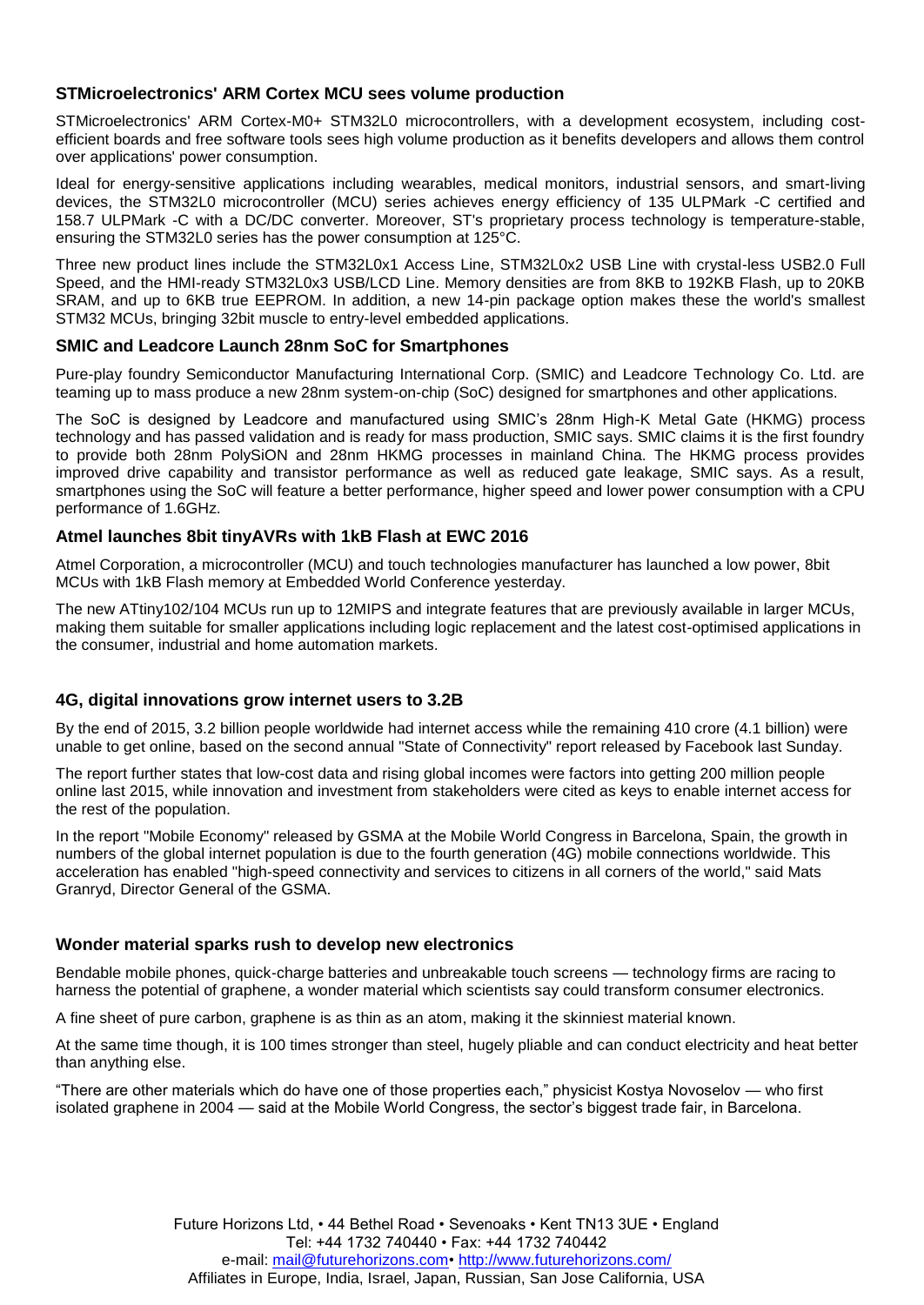### STMicroelectronics' ARM Cortex MCU sees volume production

STMicroelectronics' ARM Cortex-M0+ STM32L0 microcontrollers, with a development ecosystem, including cost-efficient boards and free software tools sees high volume production as it benefits developers and allows them control over applications' power consumption.

Ideal for energy-sensitive applications including wearables, medical monitors, industrial sensors, and smart-living devices, the STM32L0 microcontroller (MCU) series achieves energy efficiency of 135 ULPMark -C certified and 158.7 ULPMark -C with a DC/DC converter. Moreover, ST's proprietary process technology is temperature-stable, ensuring the STM32L0 series has the power consumption at 125°C.

Three new product lines include the STM32L0x1 Access Line, STM32L0x2 USB Line with crystal-less USB2.0 Full Speed, and the HMI-ready STM32L0x3 USB/LCD Line. Memory densities are from 8KB to 192KB Flash, up to 20KB SRAM, and up to 6KB true EEPROM. In addition, a new 14-pin package option makes these the world's smallest STM32 MCUs, bringing 32bit muscle to entry-level embedded applications.

### SMIC and Leadcore Launch 28nm SoC for Smartphones

Pure-play foundry Semiconductor Manufacturing International Corp. (SMIC) and Leadcore Technology Co. Ltd. are teaming up to mass produce a new 28nm system-on-chip (SoC) designed for smartphones and other applications.

The SoC is designed by Leadcore and manufactured using SMIC's 28nm High-K Metal Gate (HKMG) process technology and has passed validation and is ready for mass production, SMIC says. SMIC claims it is the first foundry to provide both 28nm PolySiON and 28nm HKMG processes in mainland China. The HKMG process provides improved drive capability and transistor performance as well as reduced gate leakage, SMIC says. As a result, smartphones using the SoC will feature a better performance, higher speed and lower power consumption with a CPU performance of 1.6GHz.

### Atmel launches 8bit tinyAVRs with 1kB Flash at EWC 2016

Atmel Corporation, a microcontroller (MCU) and touch technologies manufacturer has launched a low power, 8bit MCUs with 1kB Flash memory at Embedded World Conference yesterday.

The new ATtiny102/104 MCUs run up to 12MIPS and integrate features that are previously available in larger MCUs, making them suitable for smaller applications including logic replacement and the latest cost-optimised applications in the consumer, industrial and home automation markets.

### 4G, digital innovations grow internet users to 3.2B

By the end of 2015, 3.2 billion people worldwide had internet access while the remaining 410 crore (4.1 billion) were unable to get online, based on the second annual "State of Connectivity" report released by Facebook last Sunday.

The report further states that low-cost data and rising global incomes were factors into getting 200 million people online last 2015, while innovation and investment from stakeholders were cited as keys to enable internet access for the rest of the population.

In the report "Mobile Economy" released by GSMA at the Mobile World Congress in Barcelona, Spain, the growth in numbers of the global internet population is due to the fourth generation (4G) mobile connections worldwide. This acceleration has enabled "high-speed connectivity and services to citizens in all corners of the world," said Mats Granryd, Director General of the GSMA.

### Wonder material sparks rush to develop new electronics

Bendable mobile phones, quick-charge batteries and unbreakable touch screens — technology firms are racing to harness the potential of graphene, a wonder material which scientists say could transform consumer electronics.

A fine sheet of pure carbon, graphene is as thin as an atom, making it the skinniest material known.

At the same time though, it is 100 times stronger than steel, hugely pliable and can conduct electricity and heat better than anything else.

"There are other materials which do have one of those properties each," physicist Kostya Novoselov — who first isolated graphene in 2004 — said at the Mobile World Congress, the sector's biggest trade fair, in Barcelona.

Future Horizons Ltd, • 44 Bethel Road • Sevenoaks • Kent TN13 3UE • England
Tel: +44 1732 740440 • Fax: +44 1732 740442
e-mail: mail@futurehorizons.com• http://www.futurehorizons.com/
Affiliates in Europe, India, Israel, Japan, Russian, San Jose California, USA